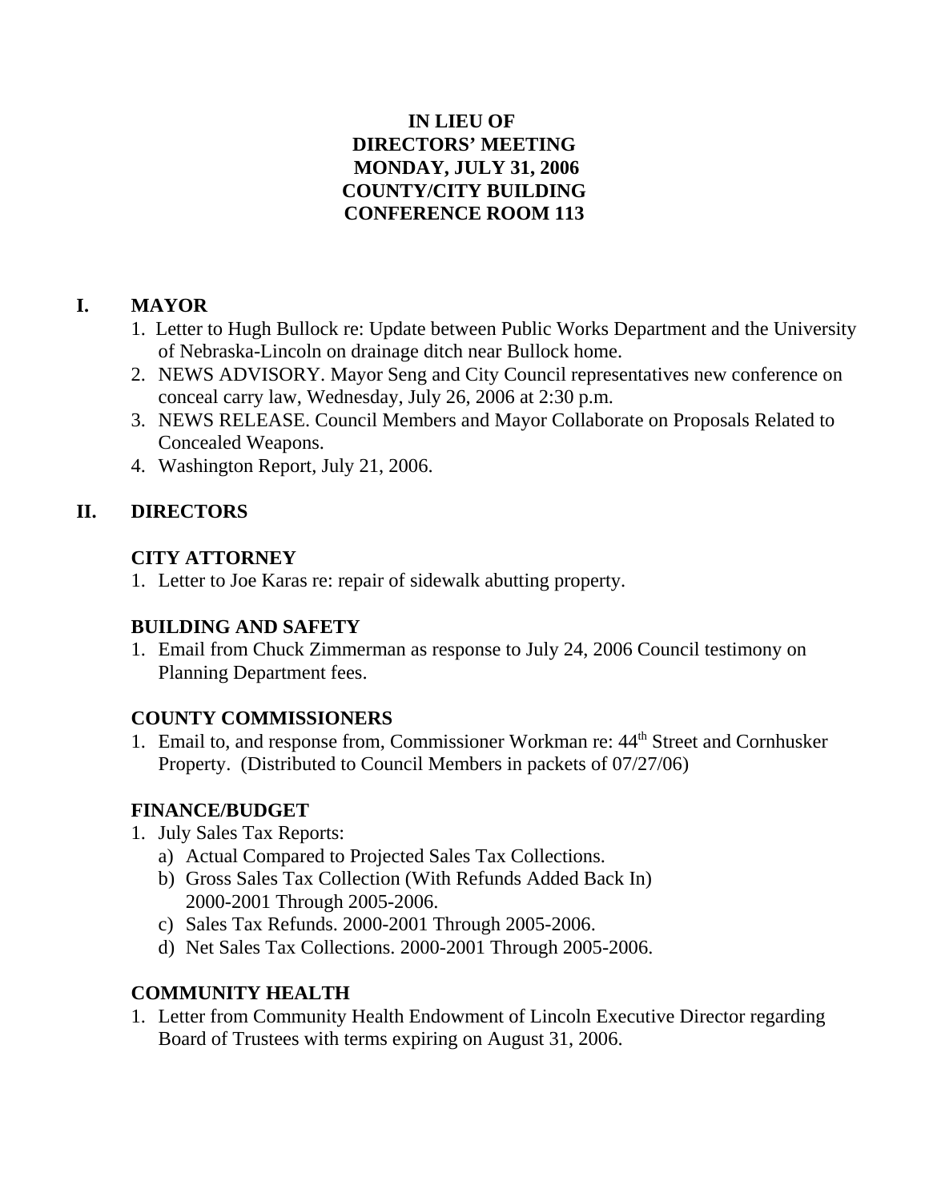# IN LIEU OF
# DIRECTORS' MEETING
# MONDAY, JULY 31, 2006
# COUNTY/CITY BUILDING
# CONFERENCE ROOM 113

## I. MAYOR

1. Letter to Hugh Bullock re: Update between Public Works Department and the University of Nebraska-Lincoln on drainage ditch near Bullock home.
2. NEWS ADVISORY. Mayor Seng and City Council representatives new conference on conceal carry law, Wednesday, July 26, 2006 at 2:30 p.m.
3. NEWS RELEASE. Council Members and Mayor Collaborate on Proposals Related to Concealed Weapons.
4. Washington Report, July 21, 2006.

## II. DIRECTORS

### CITY ATTORNEY

1. Letter to Joe Karas re: repair of sidewalk abutting property.

### BUILDING AND SAFETY

1. Email from Chuck Zimmerman as response to July 24, 2006 Council testimony on Planning Department fees.

### COUNTY COMMISSIONERS

1. Email to, and response from, Commissioner Workman re: 44th Street and Cornhusker Property. (Distributed to Council Members in packets of 07/27/06)

### FINANCE/BUDGET

1. July Sales Tax Reports:
   a) Actual Compared to Projected Sales Tax Collections.
   b) Gross Sales Tax Collection (With Refunds Added Back In) 2000-2001 Through 2005-2006.
   c) Sales Tax Refunds. 2000-2001 Through 2005-2006.
   d) Net Sales Tax Collections. 2000-2001 Through 2005-2006.

### COMMUNITY HEALTH

1. Letter from Community Health Endowment of Lincoln Executive Director regarding Board of Trustees with terms expiring on August 31, 2006.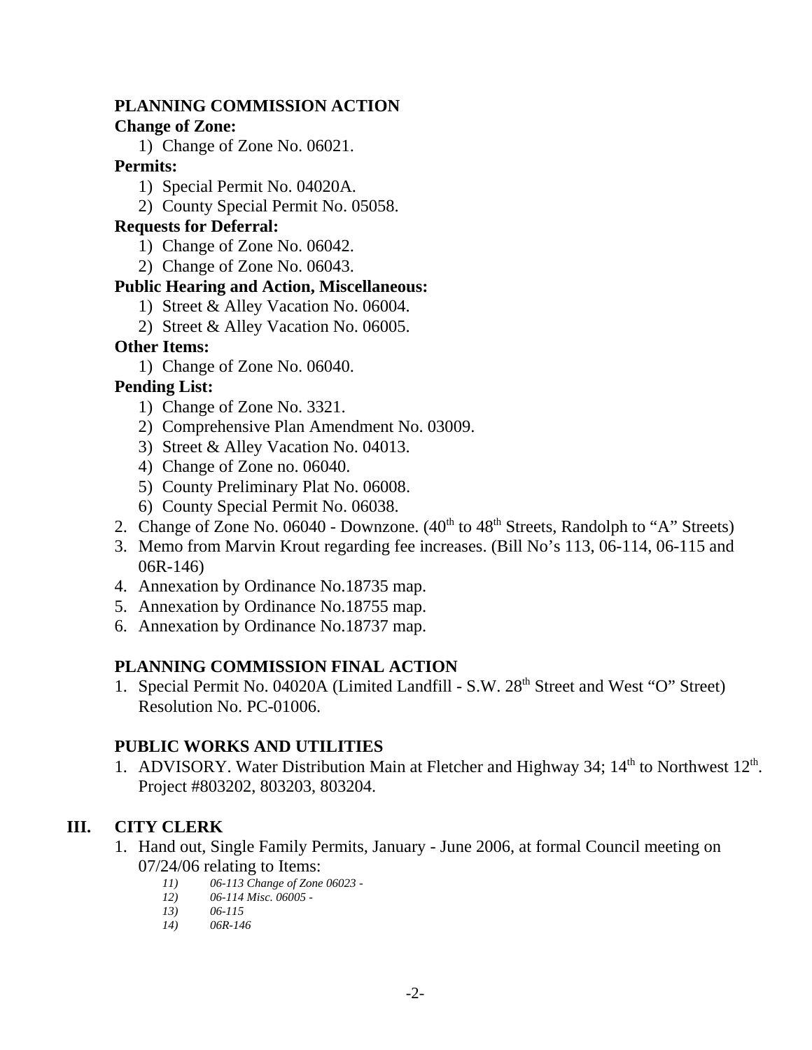**PLANNING COMMISSION ACTION**

**Change of Zone:**

1) Change of Zone No. 06021.

**Permits:**

1) Special Permit No. 04020A.
2) County Special Permit No. 05058.

**Requests for Deferral:**

1) Change of Zone No. 06042.
2) Change of Zone No. 06043.

**Public Hearing and Action, Miscellaneous:**

1) Street & Alley Vacation No. 06004.
2) Street & Alley Vacation No. 06005.

**Other Items:**

1) Change of Zone No. 06040.

**Pending List:**

1) Change of Zone No. 3321.
2) Comprehensive Plan Amendment No. 03009.
3) Street & Alley Vacation No. 04013.
4) Change of Zone no. 06040.
5) County Preliminary Plat No. 06008.
6) County Special Permit No. 06038.

2. Change of Zone No. 06040 - Downzone. (40th to 48th Streets, Randolph to "A" Streets)
3. Memo from Marvin Krout regarding fee increases. (Bill No's 113, 06-114, 06-115 and 06R-146)
4. Annexation by Ordinance No.18735 map.
5. Annexation by Ordinance No.18755 map.
6. Annexation by Ordinance No.18737 map.

**PLANNING COMMISSION FINAL ACTION**

1. Special Permit No. 04020A (Limited Landfill - S.W. 28th Street and West "O" Street) Resolution No. PC-01006.

**PUBLIC WORKS AND UTILITIES**

1. ADVISORY. Water Distribution Main at Fletcher and Highway 34; 14th to Northwest 12th. Project #803202, 803203, 803204.

## III. CITY CLERK

1. Hand out, Single Family Permits, January - June 2006, at formal Council meeting on 07/24/06 relating to Items:
   - *11) 06-113 Change of Zone 06023 -*
   - *12) 06-114 Misc. 06005 -*
   - *13) 06-115*
   - *14) 06R-146*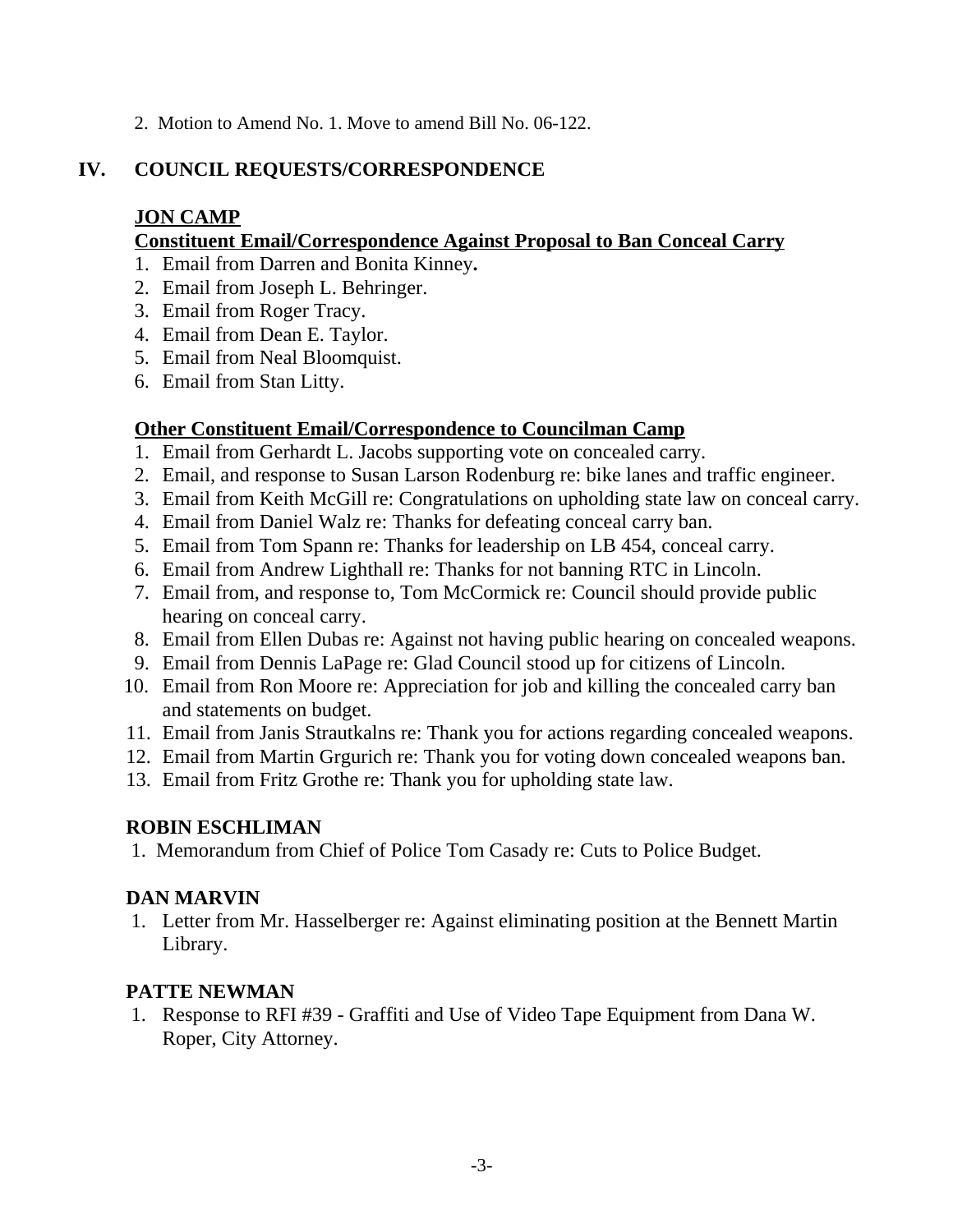2. Motion to Amend No. 1. Move to amend Bill No. 06-122.

## IV. COUNCIL REQUESTS/CORRESPONDENCE

### JON CAMP

**Constituent Email/Correspondence Against Proposal to Ban Conceal Carry**

1. Email from Darren and Bonita Kinney**.**
2. Email from Joseph L. Behringer.
3. Email from Roger Tracy.
4. Email from Dean E. Taylor.
5. Email from Neal Bloomquist.
6. Email from Stan Litty.

**Other Constituent Email/Correspondence to Councilman Camp**

1. Email from Gerhardt L. Jacobs supporting vote on concealed carry.
2. Email, and response to Susan Larson Rodenburg re: bike lanes and traffic engineer.
3. Email from Keith McGill re: Congratulations on upholding state law on conceal carry.
4. Email from Daniel Walz re: Thanks for defeating conceal carry ban.
5. Email from Tom Spann re: Thanks for leadership on LB 454, conceal carry.
6. Email from Andrew Lighthall re: Thanks for not banning RTC in Lincoln.
7. Email from, and response to, Tom McCormick re: Council should provide public hearing on conceal carry.
8. Email from Ellen Dubas re: Against not having public hearing on concealed weapons.
9. Email from Dennis LaPage re: Glad Council stood up for citizens of Lincoln.
10. Email from Ron Moore re: Appreciation for job and killing the concealed carry ban and statements on budget.
11. Email from Janis Strautkalns re: Thank you for actions regarding concealed weapons.
12. Email from Martin Grgurich re: Thank you for voting down concealed weapons ban.
13. Email from Fritz Grothe re: Thank you for upholding state law.

### ROBIN ESCHLIMAN

1. Memorandum from Chief of Police Tom Casady re: Cuts to Police Budget.

### DAN MARVIN

1. Letter from Mr. Hasselberger re: Against eliminating position at the Bennett Martin Library.

### PATTE NEWMAN

1. Response to RFI #39 - Graffiti and Use of Video Tape Equipment from Dana W. Roper, City Attorney.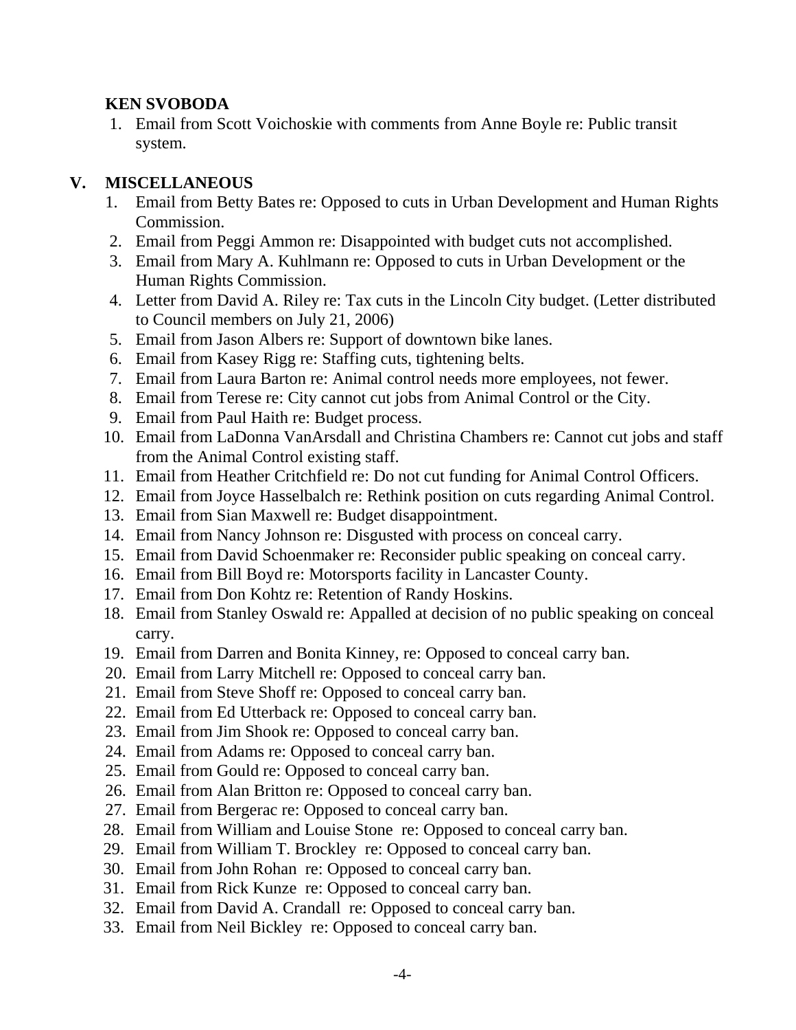**KEN SVOBODA**

1. Email from Scott Voichoskie with comments from Anne Boyle re: Public transit system.

## V. MISCELLANEOUS

1. Email from Betty Bates re: Opposed to cuts in Urban Development and Human Rights Commission.
2. Email from Peggi Ammon re: Disappointed with budget cuts not accomplished.
3. Email from Mary A. Kuhlmann re: Opposed to cuts in Urban Development or the Human Rights Commission.
4. Letter from David A. Riley re: Tax cuts in the Lincoln City budget. (Letter distributed to Council members on July 21, 2006)
5. Email from Jason Albers re: Support of downtown bike lanes.
6. Email from Kasey Rigg re: Staffing cuts, tightening belts.
7. Email from Laura Barton re: Animal control needs more employees, not fewer.
8. Email from Terese re: City cannot cut jobs from Animal Control or the City.
9. Email from Paul Haith re: Budget process.
10. Email from LaDonna VanArsdall and Christina Chambers re: Cannot cut jobs and staff from the Animal Control existing staff.
11. Email from Heather Critchfield re: Do not cut funding for Animal Control Officers.
12. Email from Joyce Hasselbalch re: Rethink position on cuts regarding Animal Control.
13. Email from Sian Maxwell re: Budget disappointment.
14. Email from Nancy Johnson re: Disgusted with process on conceal carry.
15. Email from David Schoenmaker re: Reconsider public speaking on conceal carry.
16. Email from Bill Boyd re: Motorsports facility in Lancaster County.
17. Email from Don Kohtz re: Retention of Randy Hoskins.
18. Email from Stanley Oswald re: Appalled at decision of no public speaking on conceal carry.
19. Email from Darren and Bonita Kinney, re: Opposed to conceal carry ban.
20. Email from Larry Mitchell re: Opposed to conceal carry ban.
21. Email from Steve Shoff re: Opposed to conceal carry ban.
22. Email from Ed Utterback re: Opposed to conceal carry ban.
23. Email from Jim Shook re: Opposed to conceal carry ban.
24. Email from Adams re: Opposed to conceal carry ban.
25. Email from Gould re: Opposed to conceal carry ban.
26. Email from Alan Britton re: Opposed to conceal carry ban.
27. Email from Bergerac re: Opposed to conceal carry ban.
28. Email from William and Louise Stone re: Opposed to conceal carry ban.
29. Email from William T. Brockley re: Opposed to conceal carry ban.
30. Email from John Rohan re: Opposed to conceal carry ban.
31. Email from Rick Kunze re: Opposed to conceal carry ban.
32. Email from David A. Crandall re: Opposed to conceal carry ban.
33. Email from Neil Bickley re: Opposed to conceal carry ban.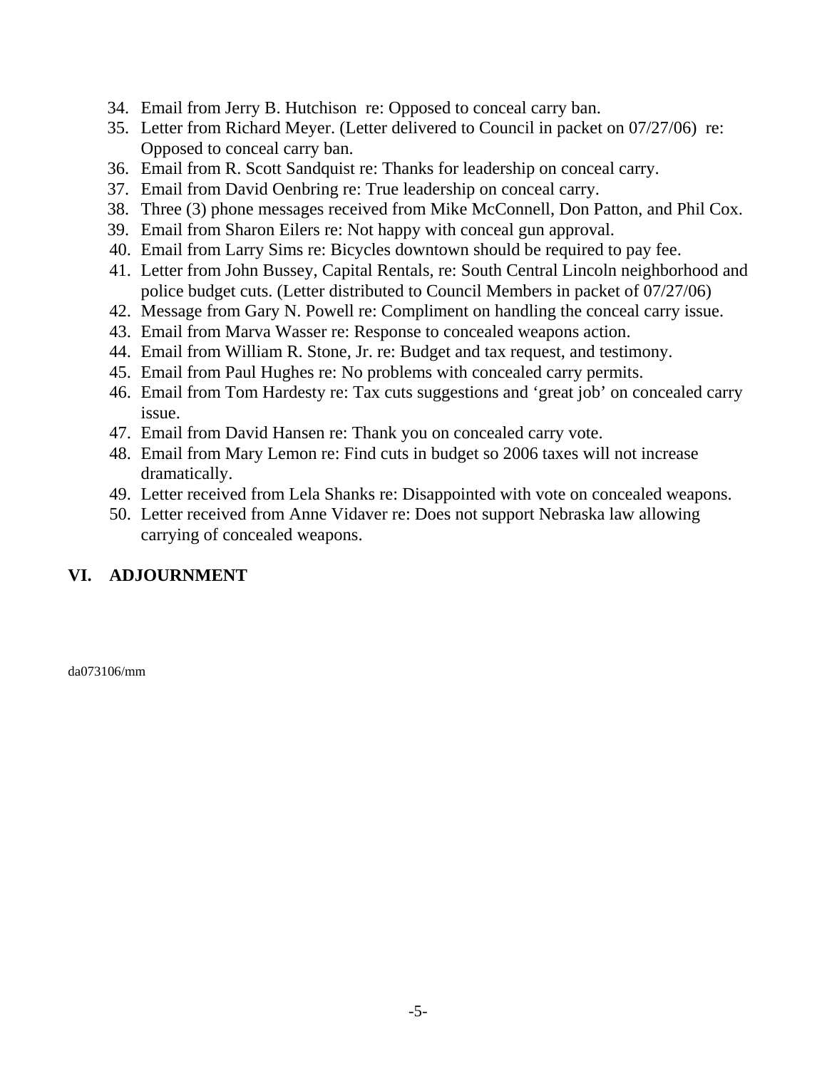34. Email from Jerry B. Hutchison re: Opposed to conceal carry ban.
35. Letter from Richard Meyer. (Letter delivered to Council in packet on 07/27/06) re: Opposed to conceal carry ban.
36. Email from R. Scott Sandquist re: Thanks for leadership on conceal carry.
37. Email from David Oenbring re: True leadership on conceal carry.
38. Three (3) phone messages received from Mike McConnell, Don Patton, and Phil Cox.
39. Email from Sharon Eilers re: Not happy with conceal gun approval.
40. Email from Larry Sims re: Bicycles downtown should be required to pay fee.
41. Letter from John Bussey, Capital Rentals, re: South Central Lincoln neighborhood and police budget cuts. (Letter distributed to Council Members in packet of 07/27/06)
42. Message from Gary N. Powell re: Compliment on handling the conceal carry issue.
43. Email from Marva Wasser re: Response to concealed weapons action.
44. Email from William R. Stone, Jr. re: Budget and tax request, and testimony.
45. Email from Paul Hughes re: No problems with concealed carry permits.
46. Email from Tom Hardesty re: Tax cuts suggestions and 'great job' on concealed carry issue.
47. Email from David Hansen re: Thank you on concealed carry vote.
48. Email from Mary Lemon re: Find cuts in budget so 2006 taxes will not increase dramatically.
49. Letter received from Lela Shanks re: Disappointed with vote on concealed weapons.
50. Letter received from Anne Vidaver re: Does not support Nebraska law allowing carrying of concealed weapons.

## VI. ADJOURNMENT

da073106/mm